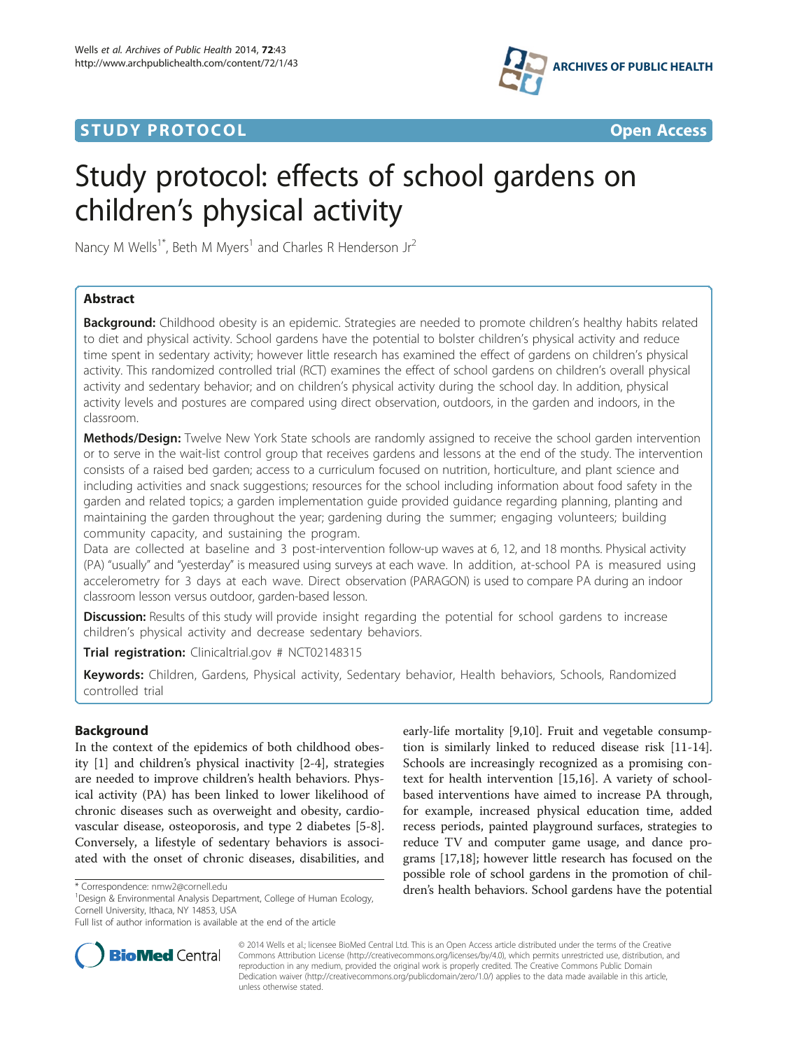STUDY PROTOCOL

Open Access

# Study protocol: effects of school gardens on children's physical activity

Nancy M Wells[1*], Beth M Myers[1] and Charles R Henderson Jr[2]

## Abstract

**Background:** Childhood obesity is an epidemic. Strategies are needed to promote children's healthy habits related to diet and physical activity. School gardens have the potential to bolster children's physical activity and reduce time spent in sedentary activity; however little research has examined the effect of gardens on children's physical activity. This randomized controlled trial (RCT) examines the effect of school gardens on children's overall physical activity and sedentary behavior; and on children's physical activity during the school day. In addition, physical activity levels and postures are compared using direct observation, outdoors, in the garden and indoors, in the classroom.

**Methods/Design:** Twelve New York State schools are randomly assigned to receive the school garden intervention or to serve in the wait-list control group that receives gardens and lessons at the end of the study. The intervention consists of a raised bed garden; access to a curriculum focused on nutrition, horticulture, and plant science and including activities and snack suggestions; resources for the school including information about food safety in the garden and related topics; a garden implementation guide provided guidance regarding planning, planting and maintaining the garden throughout the year; gardening during the summer; engaging volunteers; building community capacity, and sustaining the program.

Data are collected at baseline and 3 post-intervention follow-up waves at 6, 12, and 18 months. Physical activity (PA) "usually" and "yesterday" is measured using surveys at each wave. In addition, at-school PA is measured using accelerometry for 3 days at each wave. Direct observation (PARAGON) is used to compare PA during an indoor classroom lesson versus outdoor, garden-based lesson.

**Discussion:** Results of this study will provide insight regarding the potential for school gardens to increase children's physical activity and decrease sedentary behaviors.

**Trial registration:** Clinicaltrial.gov # NCT02148315

**Keywords:** Children, Gardens, Physical activity, Sedentary behavior, Health behaviors, Schools, Randomized controlled trial

## Background

In the context of the epidemics of both childhood obesity [1] and children's physical inactivity [2-4], strategies are needed to improve children's health behaviors. Physical activity (PA) has been linked to lower likelihood of chronic diseases such as overweight and obesity, cardiovascular disease, osteoporosis, and type 2 diabetes [5-8]. Conversely, a lifestyle of sedentary behaviors is associated with the onset of chronic diseases, disabilities, and early-life mortality [9,10]. Fruit and vegetable consumption is similarly linked to reduced disease risk [11-14]. Schools are increasingly recognized as a promising context for health intervention [15,16]. A variety of school-based interventions have aimed to increase PA through, for example, increased physical education time, added recess periods, painted playground surfaces, strategies to reduce TV and computer game usage, and dance programs [17,18]; however little research has focused on the possible role of school gardens in the promotion of children's health behaviors. School gardens have the potential

\* Correspondence: nmw2@cornell.edu

[1]Design & Environmental Analysis Department, College of Human Ecology, Cornell University, Ithaca, NY 14853, USA

Full list of author information is available at the end of the article

© 2014 Wells et al.; licensee BioMed Central Ltd. This is an Open Access article distributed under the terms of the Creative Commons Attribution License (http://creativecommons.org/licenses/by/4.0), which permits unrestricted use, distribution, and reproduction in any medium, provided the original work is properly credited. The Creative Commons Public Domain Dedication waiver (http://creativecommons.org/publicdomain/zero/1.0/) applies to the data made available in this article, unless otherwise stated.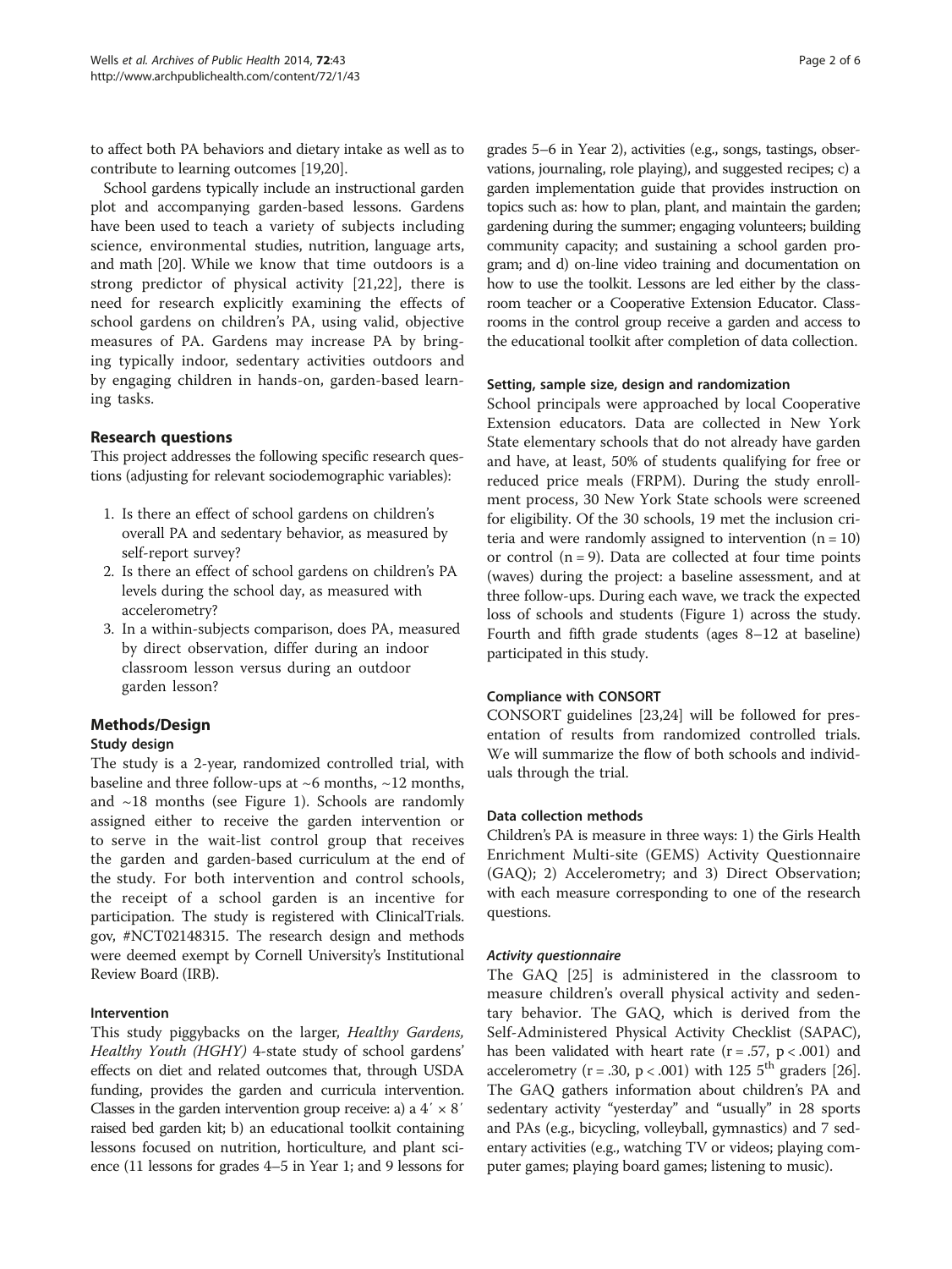to affect both PA behaviors and dietary intake as well as to contribute to learning outcomes [19,20].

School gardens typically include an instructional garden plot and accompanying garden-based lessons. Gardens have been used to teach a variety of subjects including science, environmental studies, nutrition, language arts, and math [20]. While we know that time outdoors is a strong predictor of physical activity [21,22], there is need for research explicitly examining the effects of school gardens on children's PA, using valid, objective measures of PA. Gardens may increase PA by bringing typically indoor, sedentary activities outdoors and by engaging children in hands-on, garden-based learning tasks.

## Research questions

This project addresses the following specific research questions (adjusting for relevant sociodemographic variables):

1. Is there an effect of school gardens on children's overall PA and sedentary behavior, as measured by self-report survey?
2. Is there an effect of school gardens on children's PA levels during the school day, as measured with accelerometry?
3. In a within-subjects comparison, does PA, measured by direct observation, differ during an indoor classroom lesson versus during an outdoor garden lesson?

## Methods/Design

### Study design

The study is a 2-year, randomized controlled trial, with baseline and three follow-ups at ~6 months, ~12 months, and ~18 months (see Figure 1). Schools are randomly assigned either to receive the garden intervention or to serve in the wait-list control group that receives the garden and garden-based curriculum at the end of the study. For both intervention and control schools, the receipt of a school garden is an incentive for participation. The study is registered with ClinicalTrials.gov, #NCT02148315. The research design and methods were deemed exempt by Cornell University's Institutional Review Board (IRB).

### Intervention

This study piggybacks on the larger, *Healthy Gardens, Healthy Youth (HGHY)* 4-state study of school gardens' effects on diet and related outcomes that, through USDA funding, provides the garden and curricula intervention. Classes in the garden intervention group receive: a) a 4′ × 8′ raised bed garden kit; b) an educational toolkit containing lessons focused on nutrition, horticulture, and plant science (11 lessons for grades 4–5 in Year 1; and 9 lessons for grades 5–6 in Year 2), activities (e.g., songs, tastings, observations, journaling, role playing), and suggested recipes; c) a garden implementation guide that provides instruction on topics such as: how to plan, plant, and maintain the garden; gardening during the summer; engaging volunteers; building community capacity; and sustaining a school garden program; and d) on-line video training and documentation on how to use the toolkit. Lessons are led either by the classroom teacher or a Cooperative Extension Educator. Classrooms in the control group receive a garden and access to the educational toolkit after completion of data collection.

### Setting, sample size, design and randomization

School principals were approached by local Cooperative Extension educators. Data are collected in New York State elementary schools that do not already have garden and have, at least, 50% of students qualifying for free or reduced price meals (FRPM). During the study enrollment process, 30 New York State schools were screened for eligibility. Of the 30 schools, 19 met the inclusion criteria and were randomly assigned to intervention (n = 10) or control (n = 9). Data are collected at four time points (waves) during the project: a baseline assessment, and at three follow-ups. During each wave, we track the expected loss of schools and students (Figure 1) across the study. Fourth and fifth grade students (ages 8–12 at baseline) participated in this study.

### Compliance with CONSORT

CONSORT guidelines [23,24] will be followed for presentation of results from randomized controlled trials. We will summarize the flow of both schools and individuals through the trial.

### Data collection methods

Children's PA is measure in three ways: 1) the Girls Health Enrichment Multi-site (GEMS) Activity Questionnaire (GAQ); 2) Accelerometry; and 3) Direct Observation; with each measure corresponding to one of the research questions.

#### *Activity questionnaire*

The GAQ [25] is administered in the classroom to measure children's overall physical activity and sedentary behavior. The GAQ, which is derived from the Self-Administered Physical Activity Checklist (SAPAC), has been validated with heart rate ($r = .57$, $p < .001$) and accelerometry ($r = .30$, $p < .001$) with 125 5th graders [26]. The GAQ gathers information about children's PA and sedentary activity "yesterday" and "usually" in 28 sports and PAs (e.g., bicycling, volleyball, gymnastics) and 7 sedentary activities (e.g., watching TV or videos; playing computer games; playing board games; listening to music).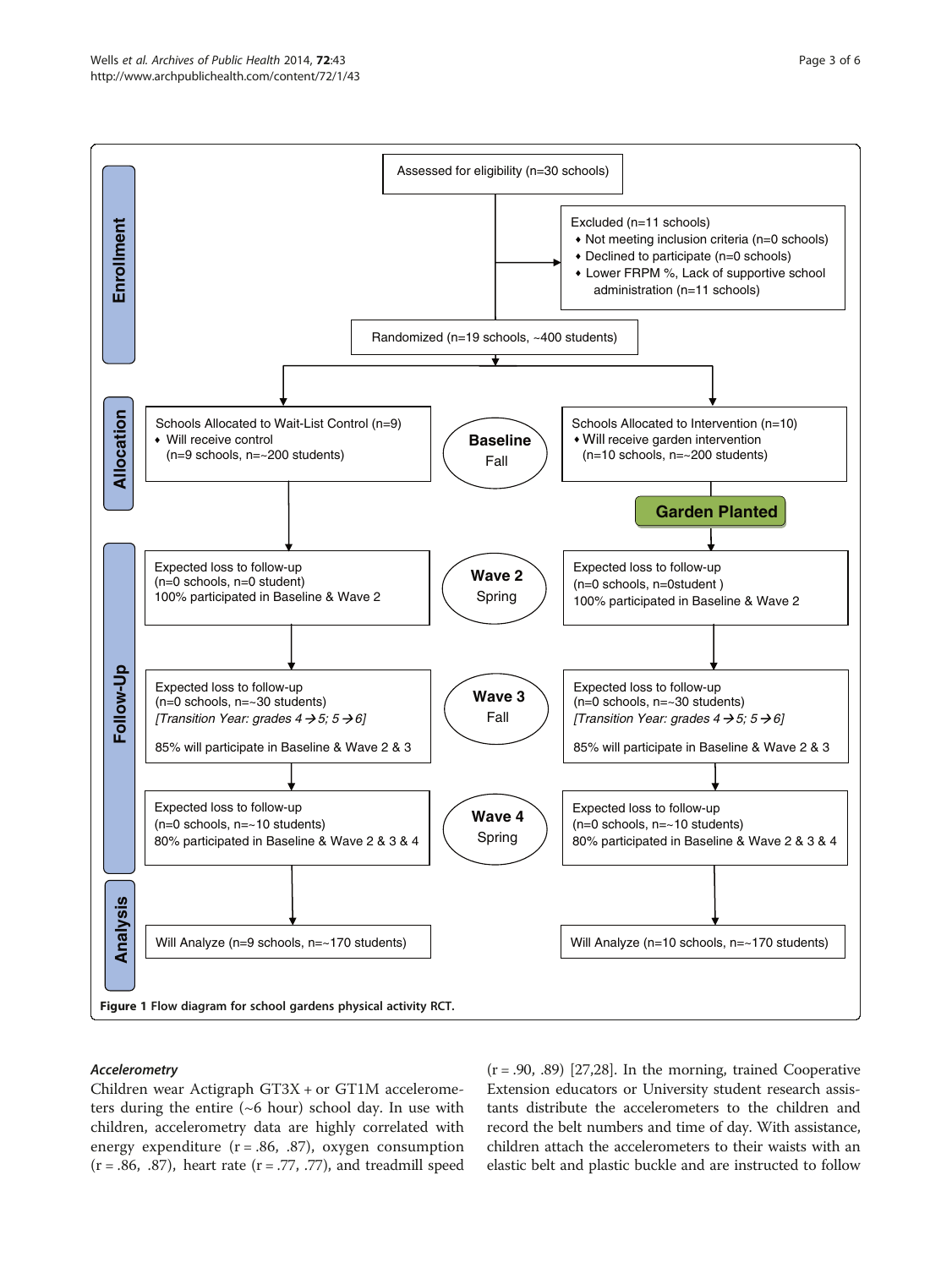Assessed for eligibility (n=30 schools)

Excluded (n=11 schools)
- Not meeting inclusion criteria (n=0 schools)
- Declined to participate (n=0 schools)
- Lower FRPM %, Lack of supportive school administration (n=11 schools)

Randomized (n=19 schools, ~400 students)

**Enrollment**

**Allocation**

| Wait-List Control | Wave | Intervention |
| --- | --- | --- |
| Schools Allocated to Wait-List Control (n=9) • Will receive control (n=9 schools, n=~200 students) | **Baseline** Fall | Schools Allocated to Intervention (n=10) • Will receive garden intervention (n=10 schools, n=~200 students) |
| | | **Garden Planted** |
| Expected loss to follow-up (n=0 schools, n=0 student) 100% participated in Baseline & Wave 2 | **Wave 2** Spring | Expected loss to follow-up (n=0 schools, n=0student ) 100% participated in Baseline & Wave 2 |
| Expected loss to follow-up (n=0 schools, n=~30 students) *[Transition Year: grades 4→5; 5→6]* 85% will participate in Baseline & Wave 2 & 3 | **Wave 3** Fall | Expected loss to follow-up (n=0 schools, n=~30 students) *[Transition Year: grades 4→5; 5→6]* 85% will participate in Baseline & Wave 2 & 3 |
| Expected loss to follow-up (n=0 schools, n=~10 students) 80% participated in Baseline & Wave 2 & 3 & 4 | **Wave 4** Spring | Expected loss to follow-up (n=0 schools, n=~10 students) 80% participated in Baseline & Wave 2 & 3 & 4 |

**Follow-Up**

**Analysis**

| Wait-List Control | Intervention |
| --- | --- |
| Will Analyze (n=9 schools, n=~170 students) | Will Analyze (n=10 schools, n=~170 students) |

**Figure 1 Flow diagram for school gardens physical activity RCT.**

### *Accelerometry*

Children wear Actigraph GT3X + or GT1M accelerometers during the entire (~6 hour) school day. In use with children, accelerometry data are highly correlated with energy expenditure (r = .86, .87), oxygen consumption (r = .86, .87), heart rate (r = .77, .77), and treadmill speed (r = .90, .89) [27,28]. In the morning, trained Cooperative Extension educators or University student research assistants distribute the accelerometers to the children and record the belt numbers and time of day. With assistance, children attach the accelerometers to their waists with an elastic belt and plastic buckle and are instructed to follow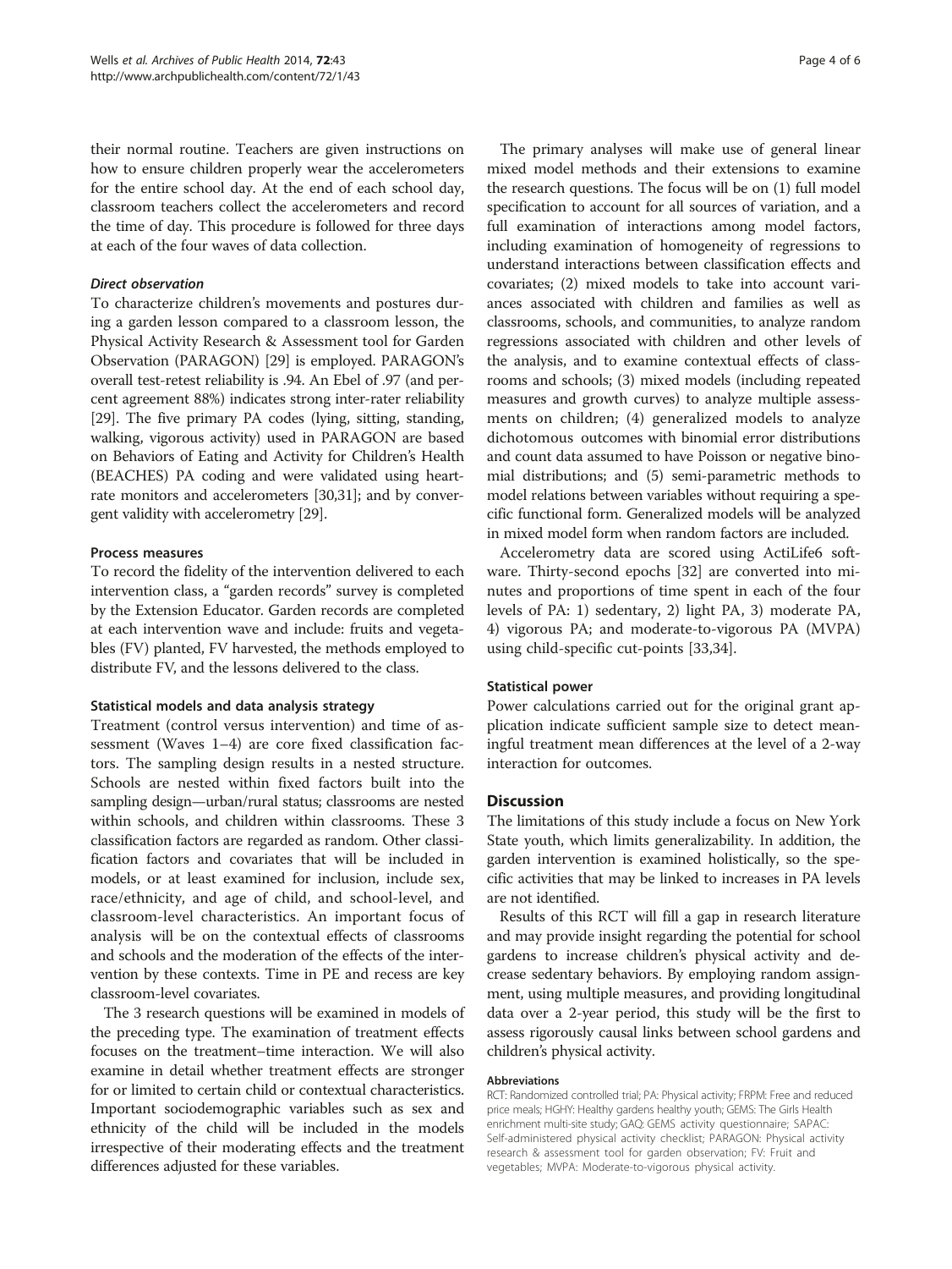their normal routine. Teachers are given instructions on how to ensure children properly wear the accelerometers for the entire school day. At the end of each school day, classroom teachers collect the accelerometers and record the time of day. This procedure is followed for three days at each of the four waves of data collection.

#### *Direct observation*

To characterize children's movements and postures during a garden lesson compared to a classroom lesson, the Physical Activity Research & Assessment tool for Garden Observation (PARAGON) [29] is employed. PARAGON's overall test-retest reliability is .94. An Ebel of .97 (and percent agreement 88%) indicates strong inter-rater reliability [29]. The five primary PA codes (lying, sitting, standing, walking, vigorous activity) used in PARAGON are based on Behaviors of Eating and Activity for Children's Health (BEACHES) PA coding and were validated using heart-rate monitors and accelerometers [30,31]; and by convergent validity with accelerometry [29].

### Process measures

To record the fidelity of the intervention delivered to each intervention class, a "garden records" survey is completed by the Extension Educator. Garden records are completed at each intervention wave and include: fruits and vegetables (FV) planted, FV harvested, the methods employed to distribute FV, and the lessons delivered to the class.

### Statistical models and data analysis strategy

Treatment (control versus intervention) and time of assessment (Waves 1–4) are core fixed classification factors. The sampling design results in a nested structure. Schools are nested within fixed factors built into the sampling design—urban/rural status; classrooms are nested within schools, and children within classrooms. These 3 classification factors are regarded as random. Other classification factors and covariates that will be included in models, or at least examined for inclusion, include sex, race/ethnicity, and age of child, and school-level, and classroom-level characteristics. An important focus of analysis will be on the contextual effects of classrooms and schools and the moderation of the effects of the intervention by these contexts. Time in PE and recess are key classroom-level covariates.

The 3 research questions will be examined in models of the preceding type. The examination of treatment effects focuses on the treatment–time interaction. We will also examine in detail whether treatment effects are stronger for or limited to certain child or contextual characteristics. Important sociodemographic variables such as sex and ethnicity of the child will be included in the models irrespective of their moderating effects and the treatment differences adjusted for these variables.

The primary analyses will make use of general linear mixed model methods and their extensions to examine the research questions. The focus will be on (1) full model specification to account for all sources of variation, and a full examination of interactions among model factors, including examination of homogeneity of regressions to understand interactions between classification effects and covariates; (2) mixed models to take into account variances associated with children and families as well as classrooms, schools, and communities, to analyze random regressions associated with children and other levels of the analysis, and to examine contextual effects of classrooms and schools; (3) mixed models (including repeated measures and growth curves) to analyze multiple assessments on children; (4) generalized models to analyze dichotomous outcomes with binomial error distributions and count data assumed to have Poisson or negative binomial distributions; and (5) semi-parametric methods to model relations between variables without requiring a specific functional form. Generalized models will be analyzed in mixed model form when random factors are included.

Accelerometry data are scored using ActiLife6 software. Thirty-second epochs [32] are converted into minutes and proportions of time spent in each of the four levels of PA: 1) sedentary, 2) light PA, 3) moderate PA, 4) vigorous PA; and moderate-to-vigorous PA (MVPA) using child-specific cut-points [33,34].

### Statistical power

Power calculations carried out for the original grant application indicate sufficient sample size to detect meaningful treatment mean differences at the level of a 2-way interaction for outcomes.

## Discussion

The limitations of this study include a focus on New York State youth, which limits generalizability. In addition, the garden intervention is examined holistically, so the specific activities that may be linked to increases in PA levels are not identified.

Results of this RCT will fill a gap in research literature and may provide insight regarding the potential for school gardens to increase children's physical activity and decrease sedentary behaviors. By employing random assignment, using multiple measures, and providing longitudinal data over a 2-year period, this study will be the first to assess rigorously causal links between school gardens and children's physical activity.

#### Abbreviations

RCT: Randomized controlled trial; PA: Physical activity; FRPM: Free and reduced price meals; HGHY: Healthy gardens healthy youth; GEMS: The Girls Health enrichment multi-site study; GAQ: GEMS activity questionnaire; SAPAC: Self-administered physical activity checklist; PARAGON: Physical activity research & assessment tool for garden observation; FV: Fruit and vegetables; MVPA: Moderate-to-vigorous physical activity.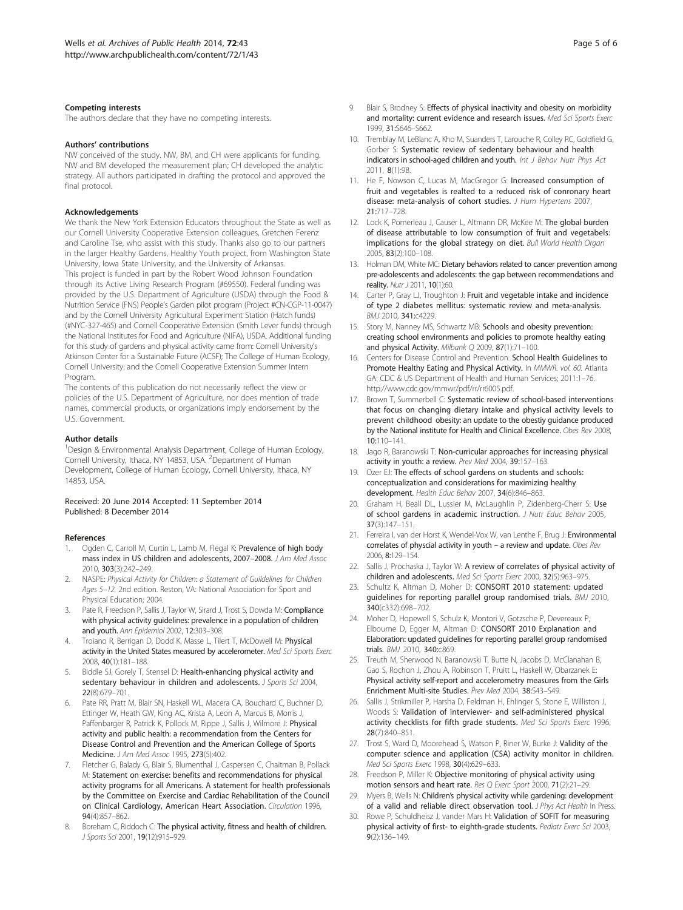### Competing interests

The authors declare that they have no competing interests.

### Authors' contributions

NW conceived of the study. NW, BM, and CH were applicants for funding. NW and BM developed the measurement plan; CH developed the analytic strategy. All authors participated in drafting the protocol and approved the final protocol.

### Acknowledgements

We thank the New York Extension Educators throughout the State as well as our Cornell University Cooperative Extension colleagues, Gretchen Ferenz and Caroline Tse, who assist with this study. Thanks also go to our partners in the larger Healthy Gardens, Healthy Youth project, from Washington State University, Iowa State University, and the University of Arkansas.

This project is funded in part by the Robert Wood Johnson Foundation through its Active Living Research Program (#69550). Federal funding was provided by the U.S. Department of Agriculture (USDA) through the Food & Nutrition Service (FNS) People's Garden pilot program (Project #CN-CGP-11-0047) and by the Cornell University Agricultural Experiment Station (Hatch funds) (#NYC-327-465) and Cornell Cooperative Extension (Smith Lever funds) through the National Institutes for Food and Agriculture (NIFA), USDA. Additional funding for this study of gardens and physical activity came from: Cornell University's Atkinson Center for a Sustainable Future (ACSF); The College of Human Ecology, Cornell University; and the Cornell Cooperative Extension Summer Intern Program.

The contents of this publication do not necessarily reflect the view or policies of the U.S. Department of Agriculture, nor does mention of trade names, commercial products, or organizations imply endorsement by the U.S. Government.

### Author details

[1]Design & Environmental Analysis Department, College of Human Ecology, Cornell University, Ithaca, NY 14853, USA. [2]Department of Human Development, College of Human Ecology, Cornell University, Ithaca, NY 14853, USA.

Received: 20 June 2014 Accepted: 11 September 2014
Published: 8 December 2014

### References

1. Ogden C, Carroll M, Curtin L, Lamb M, Flegal K: **Prevalence of high body mass index in US children and adolescents, 2007–2008.** *J Am Med Assoc* 2010, **303**(3):242–249.
2. NASPE: *Physical Activity for Children: a Statement of Guildelines for Children Ages 5–12.* 2nd edition. Reston, VA: National Association for Sport and Physical Education; 2004.
3. Pate R, Freedson P, Sallis J, Taylor W, Sirard J, Trost S, Dowda M: **Compliance with physical activity guidelines: prevalence in a population of children and youth.** *Ann Epidemiol* 2002, **12**:303–308.
4. Troiano R, Berrigan D, Dodd K, Masse L, Tilert T, McDowell M: **Physical activity in the United States measured by accelerometer.** *Med Sci Sports Exerc* 2008, **40**(1):181–188.
5. Biddle SJ, Gorely T, Stensel D: **Health-enhancing physical activity and sedentary behaviour in children and adolescents.** *J Sports Sci* 2004, **22**(8):679–701.
6. Pate RR, Pratt M, Blair SN, Haskell WL, Macera CA, Bouchard C, Buchner D, Ettinger W, Heath GW, King AC, Krista A, Leon A, Marcus B, Morris J, Paffenbarger R, Patrick K, Pollock M, Rippe J, Sallis J, Wilmore J: **Physical activity and public health: a recommendation from the Centers for Disease Control and Prevention and the American College of Sports Medicine.** *J Am Med Assoc* 1995, **273**(5):402.
7. Fletcher G, Balady G, Blair S, Blumenthal J, Caspersen C, Chaitman B, Pollack M: **Statement on exercise: benefits and recommendations for physical activity programs for all Americans. A statement for health professionals by the Committee on Exercise and Cardiac Rehabilitation of the Council on Clinical Cardiology, American Heart Association.** *Circulation* 1996, **94**(4):857–862.
8. Boreham C, Riddoch C: **The physical activity, fitness and health of children.** *J Sports Sci* 2001, **19**(12):915–929.
9. Blair S, Brodney S: **Effects of physical inactivity and obesity on morbidity and mortality: current evidence and research issues.** *Med Sci Sports Exerc* 1999, **31**:S646–S662.
10. Tremblay M, LeBlanc A, Kho M, Suanders T, Larouche R, Colley RC, Goldfield G, Gorber S: **Systematic review of sedentary behaviour and health indicators in school-aged children and youth.** *Int J Behav Nutr Phys Act* 2011, **8**(1):98.
11. He F, Nowson C, Lucas M, MacGregor G: **Increased consumption of fruit and vegetables is realted to a reduced risk of conronary heart disease: meta-analysis of cohort studies.** *J Hum Hypertens* 2007, **21**:717–728.
12. Lock K, Pomerleau J, Causer L, Altmann DR, McKee M: **The global burden of disease attributable to low consumption of fruit and vegetabels: implications for the global strategy on diet.** *Bull World Health Organ* 2005, **83**(2):100–108.
13. Holman DM, White MC: **Dietary behaviors related to cancer prevention among pre-adolescents and adolescents: the gap between recommendations and reality.** *Nutr J* 2011, **10**(1):60.
14. Carter P, Gray LJ, Troughton J: **Fruit and vegetable intake and incidence of type 2 diabetes mellitus: systematic review and meta-analysis.** *BMJ* 2010, **341**:c4229.
15. Story M, Nanney MS, Schwartz MB: **Schools and obesity prevention: creating school environments and policies to promote healthy eating and physical Activity.** *Milbank Q* 2009, **87**(1):71–100.
16. Centers for Disease Control and Prevention: **School Health Guidelines to Promote Healthy Eating and Physical Activity.** In *MMWR. vol. 60.* Atlanta GA: CDC & US Department of Health and Human Services; 2011:1–76. http://www.cdc.gov/mmwr/pdf/rr/rr6005.pdf.
17. Brown T, Summerbell C: **Systematic review of school-based interventions that focus on changing dietary intake and physical activity levels to prevent childhood obesity: an update to the obestiy guidance produced by the National institute for Health and Clinical Excellence.** *Obes Rev* 2008, **10**:110–141.
18. Jago R, Baranowski T: **Non-curricular approaches for increasing physical activity in youth: a review.** *Prev Med* 2004, **39**:157–163.
19. Ozer EJ: **The effects of school gardens on students and schools: conceptualization and considerations for maximizing healthy development.** *Health Educ Behav* 2007, **34**(6):846–863.
20. Graham H, Beall DL, Lussier M, McLaughlin P, Zidenberg-Cherr S: **Use of school gardens in academic instruction.** *J Nutr Educ Behav* 2005, **37**(3):147–151.
21. Ferreira I, van der Horst K, Wendel-Vox W, van Lenthe F, Brug J: **Environmental correlates of physcial activity in youth – a review and update.** *Obes Rev* 2006, **8**:129–154.
22. Sallis J, Prochaska J, Taylor W: **A review of correlates of physical activity of children and adolescents.** *Med Sci Sports Exerc* 2000, **32**(5):963–975.
23. Schultz K, Altman D, Moher D: **CONSORT 2010 statement: updated guidelines for reporting parallel group randomised trials.** *BMJ* 2010, **340**(c332):698–702.
24. Moher D, Hopewell S, Schulz K, Montori V, Gotzsche P, Devereaux P, Elbourne D, Egger M, Altman D: **CONSORT 2010 Explanation and Elaboration: updated guidelines for reporting parallel group randomised trials.** *BMJ* 2010, **340**:c869.
25. Treuth M, Sherwood N, Baranowski T, Butte N, Jacobs D, McClanahan B, Gao S, Rochon J, Zhou A, Robinson T, Pruitt L, Haskell W, Obarzanek E: **Physical activity self-report and accelerometry measures from the Girls Enrichment Multi-site Studies.** *Prev Med* 2004, **38**:S43–S49.
26. Sallis J, Strikmiller P, Harsha D, Feldman H, Ehlinger S, Stone E, Williston J, Woods S: **Validation of interviewer- and self-administered physical activity checklists for fifth grade students.** *Med Sci Sports Exerc* 1996, **28**(7):840–851.
27. Trost S, Ward D, Moorehead S, Watson P, Riner W, Burke J: **Validity of the computer science and application (CSA) activity monitor in children.** *Med Sci Sports Exerc* 1998, **30**(4):629–633.
28. Freedson P, Miller K: **Objective monitoring of physical activity using motion sensors and heart rate.** *Res Q Exerc Sport* 2000, **71**(2):21–29.
29. Myers B, Wells N: **Children's physical activity while gardening: development of a valid and reliable direct observation tool.** *J Phys Act Health* In Press.
30. Rowe P, Schuldheisz J, vander Mars H: **Validation of SOFIT for measuring physical activity of first- to eighth-grade students.** *Pediatr Exerc Sci* 2003, **9**(2):136–149.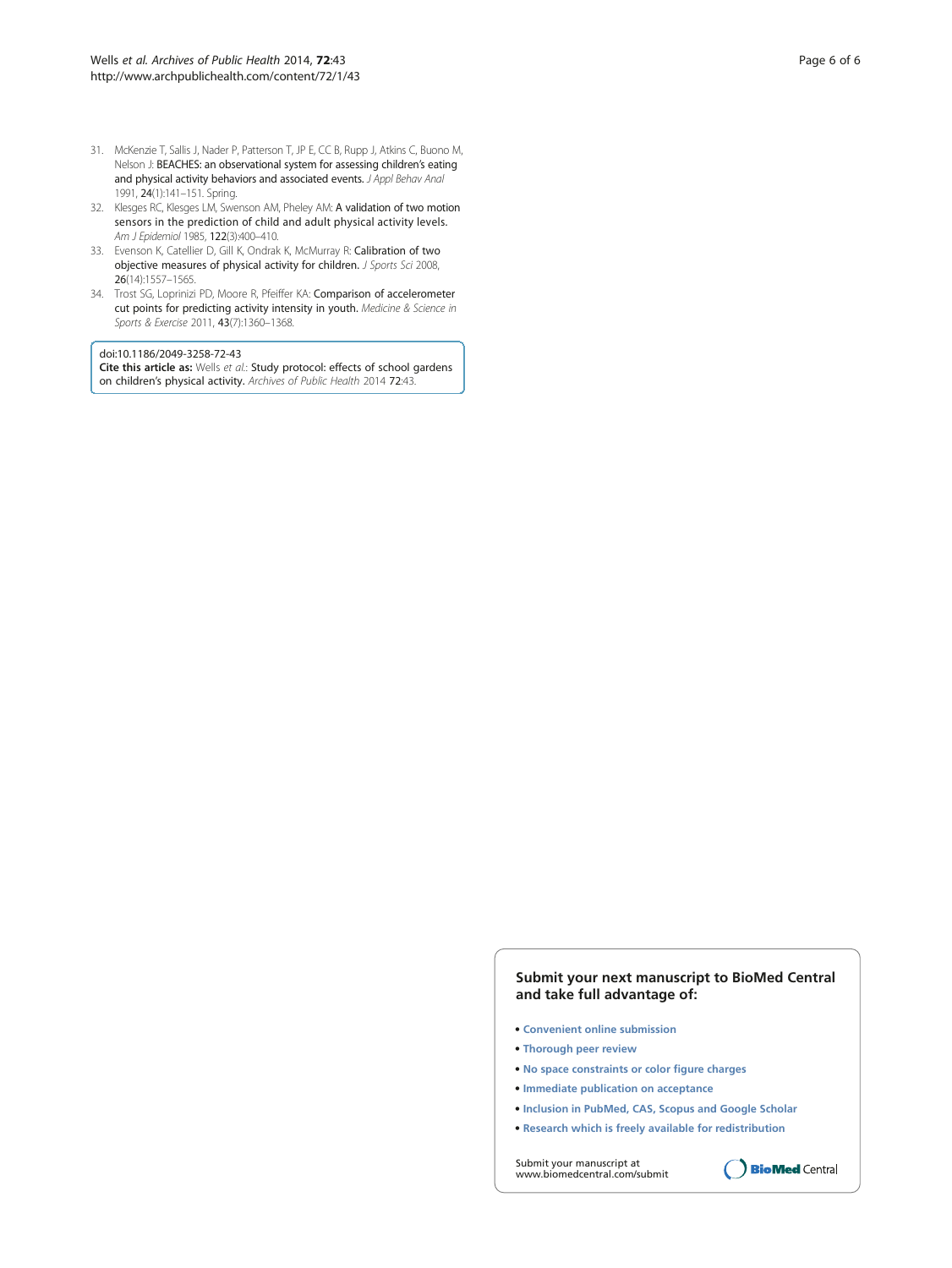31. McKenzie T, Sallis J, Nader P, Patterson T, JP E, CC B, Rupp J, Atkins C, Buono M, Nelson J: BEACHES: an observational system for assessing children's eating and physical activity behaviors and associated events. *J Appl Behav Anal* 1991, **24**(1):141–151. Spring.
32. Klesges RC, Klesges LM, Swenson AM, Pheley AM: A validation of two motion sensors in the prediction of child and adult physical activity levels. *Am J Epidemiol* 1985, **122**(3):400–410.
33. Evenson K, Catellier D, Gill K, Ondrak K, McMurray R: Calibration of two objective measures of physical activity for children. *J Sports Sci* 2008, **26**(14):1557–1565.
34. Trost SG, Loprinizi PD, Moore R, Pfeiffer KA: Comparison of accelerometer cut points for predicting activity intensity in youth. *Medicine & Science in Sports & Exercise* 2011, **43**(7):1360–1368.

doi:10.1186/2049-3258-72-43
**Cite this article as:** Wells *et al.*: Study protocol: effects of school gardens on children's physical activity. *Archives of Public Health* 2014 **72**:43.

**Submit your next manuscript to BioMed Central and take full advantage of:**

- **Convenient online submission**
- **Thorough peer review**
- **No space constraints or color figure charges**
- **Immediate publication on acceptance**
- **Inclusion in PubMed, CAS, Scopus and Google Scholar**
- **Research which is freely available for redistribution**

Submit your manuscript at
www.biomedcentral.com/submit

BioMed Central